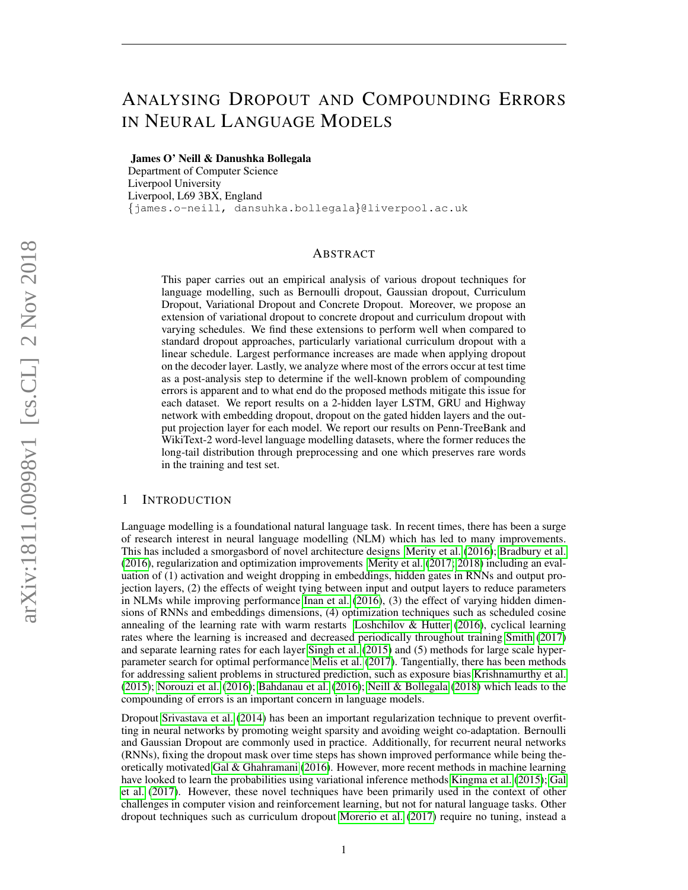# ANALYSING DROPOUT AND COMPOUNDING ERRORS IN NEURAL LANGUAGE MODELS

**James O' Neill & Danushka Bollegala**
Department of Computer Science
Liverpool University
Liverpool, L69 3BX, England
{james.o-neill, dansuhka.bollegala}@liverpool.ac.uk

## ABSTRACT

This paper carries out an empirical analysis of various dropout techniques for language modelling, such as Bernoulli dropout, Gaussian dropout, Curriculum Dropout, Variational Dropout and Concrete Dropout. Moreover, we propose an extension of variational dropout to concrete dropout and curriculum dropout with varying schedules. We find these extensions to perform well when compared to standard dropout approaches, particularly variational curriculum dropout with a linear schedule. Largest performance increases are made when applying dropout on the decoder layer. Lastly, we analyze where most of the errors occur at test time as a post-analysis step to determine if the well-known problem of compounding errors is apparent and to what end do the proposed methods mitigate this issue for each dataset. We report results on a 2-hidden layer LSTM, GRU and Highway network with embedding dropout, dropout on the gated hidden layers and the output projection layer for each model. We report our results on Penn-TreeBank and WikiText-2 word-level language modelling datasets, where the former reduces the long-tail distribution through preprocessing and one which preserves rare words in the training and test set.

## 1 INTRODUCTION

Language modelling is a foundational natural language task. In recent times, there has been a surge of research interest in neural language modelling (NLM) which has led to many improvements. This has included a smorgasbord of novel architecture designs Merity et al. (2016); Bradbury et al. (2016), regularization and optimization improvements Merity et al. (2017; 2018) including an evaluation of (1) activation and weight dropping in embeddings, hidden gates in RNNs and output projection layers, (2) the effects of weight tying between input and output layers to reduce parameters in NLMs while improving performance Inan et al. (2016), (3) the effect of varying hidden dimensions of RNNs and embeddings dimensions, (4) optimization techniques such as scheduled cosine annealing of the learning rate with warm restarts Loshchilov & Hutter (2016), cyclical learning rates where the learning is increased and decreased periodically throughout training Smith (2017) and separate learning rates for each layer Singh et al. (2015) and (5) methods for large scale hyperparameter search for optimal performance Melis et al. (2017). Tangentially, there has been methods for addressing salient problems in structured prediction, such as exposure bias Krishnamurthy et al. (2015); Norouzi et al. (2016); Bahdanau et al. (2016); Neill & Bollegala (2018) which leads to the compounding of errors is an important concern in language models.

Dropout Srivastava et al. (2014) has been an important regularization technique to prevent overfitting in neural networks by promoting weight sparsity and avoiding weight co-adaptation. Bernoulli and Gaussian Dropout are commonly used in practice. Additionally, for recurrent neural networks (RNNs), fixing the dropout mask over time steps has shown improved performance while being theoretically motivated Gal & Ghahramani (2016). However, more recent methods in machine learning have looked to learn the probabilities using variational inference methods Kingma et al. (2015); Gal et al. (2017). However, these novel techniques have been primarily used in the context of other challenges in computer vision and reinforcement learning, but not for natural language tasks. Other dropout techniques such as curriculum dropout Morerio et al. (2017) require no tuning, instead a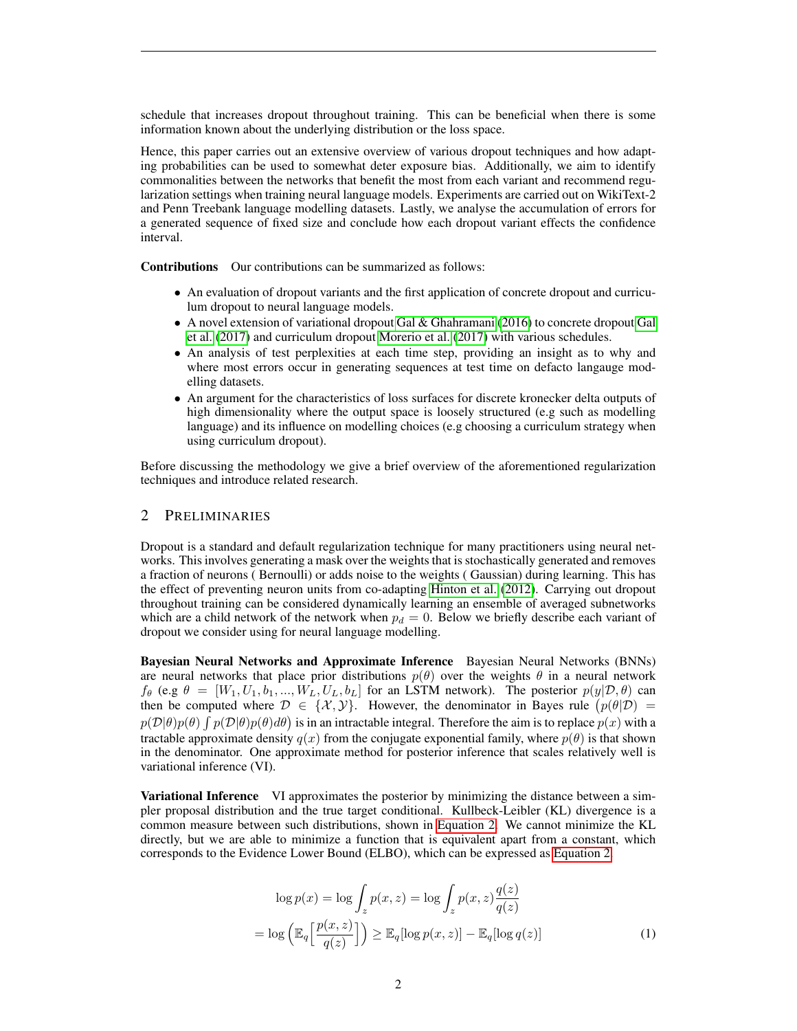schedule that increases dropout throughout training. This can be beneficial when there is some information known about the underlying distribution or the loss space.

Hence, this paper carries out an extensive overview of various dropout techniques and how adapting probabilities can be used to somewhat deter exposure bias. Additionally, we aim to identify commonalities between the networks that benefit the most from each variant and recommend regularization settings when training neural language models. Experiments are carried out on WikiText-2 and Penn Treebank language modelling datasets. Lastly, we analyse the accumulation of errors for a generated sequence of fixed size and conclude how each dropout variant effects the confidence interval.

**Contributions** Our contributions can be summarized as follows:

- An evaluation of dropout variants and the first application of concrete dropout and curriculum dropout to neural language models.
- A novel extension of variational dropout Gal & Ghahramani (2016) to concrete dropout Gal et al. (2017) and curriculum dropout Morerio et al. (2017) with various schedules.
- An analysis of test perplexities at each time step, providing an insight as to why and where most errors occur in generating sequences at test time on defacto langauge modelling datasets.
- An argument for the characteristics of loss surfaces for discrete kronecker delta outputs of high dimensionality where the output space is loosely structured (e.g such as modelling language) and its influence on modelling choices (e.g choosing a curriculum strategy when using curriculum dropout).

Before discussing the methodology we give a brief overview of the aforementioned regularization techniques and introduce related research.

## 2 Preliminaries

Dropout is a standard and default regularization technique for many practitioners using neural networks. This involves generating a mask over the weights that is stochastically generated and removes a fraction of neurons ( Bernoulli) or adds noise to the weights ( Gaussian) during learning. This has the effect of preventing neuron units from co-adapting Hinton et al. (2012). Carrying out dropout throughout training can be considered dynamically learning an ensemble of averaged subnetworks which are a child network of the network when $p_d = 0$. Below we briefly describe each variant of dropout we consider using for neural language modelling.

**Bayesian Neural Networks and Approximate Inference** Bayesian Neural Networks (BNNs) are neural networks that place prior distributions $p(\theta)$ over the weights $\theta$ in a neural network $f_\theta$ (e.g $\theta = [W_1, U_1, b_1, ..., W_L, U_L, b_L]$ for an LSTM network). The posterior $p(y|\mathcal{D}, \theta)$ can then be computed where $\mathcal{D} \in \{\mathcal{X}, \mathcal{Y}\}$. However, the denominator in Bayes rule $\big(p(\theta|\mathcal{D}) = p(\mathcal{D}|\theta)p(\theta) \int p(\mathcal{D}|\theta)p(\theta)d\theta\big)$ is in an intractable integral. Therefore the aim is to replace $p(x)$ with a tractable approximate density $q(x)$ from the conjugate exponential family, where $p(\theta)$ is that shown in the denominator. One approximate method for posterior inference that scales relatively well is variational inference (VI).

**Variational Inference** VI approximates the posterior by minimizing the distance between a simpler proposal distribution and the true target conditional. Kullbeck-Leibler (KL) divergence is a common measure between such distributions, shown in Equation 2. We cannot minimize the KL directly, but we are able to minimize a function that is equivalent apart from a constant, which corresponds to the Evidence Lower Bound (ELBO), which can be expressed as Equation 2

$$
\begin{aligned}
\log p(x) &= \log \int_z p(x, z) = \log \int_z p(x, z) \frac{q(z)}{q(z)} \\
&= \log \Big( \mathbb{E}_q \Big[ \frac{p(x, z)}{q(z)} \Big] \Big) \geq \mathbb{E}_q[\log p(x, z)] - \mathbb{E}_q[\log q(z)]
\end{aligned} \tag{1}
$$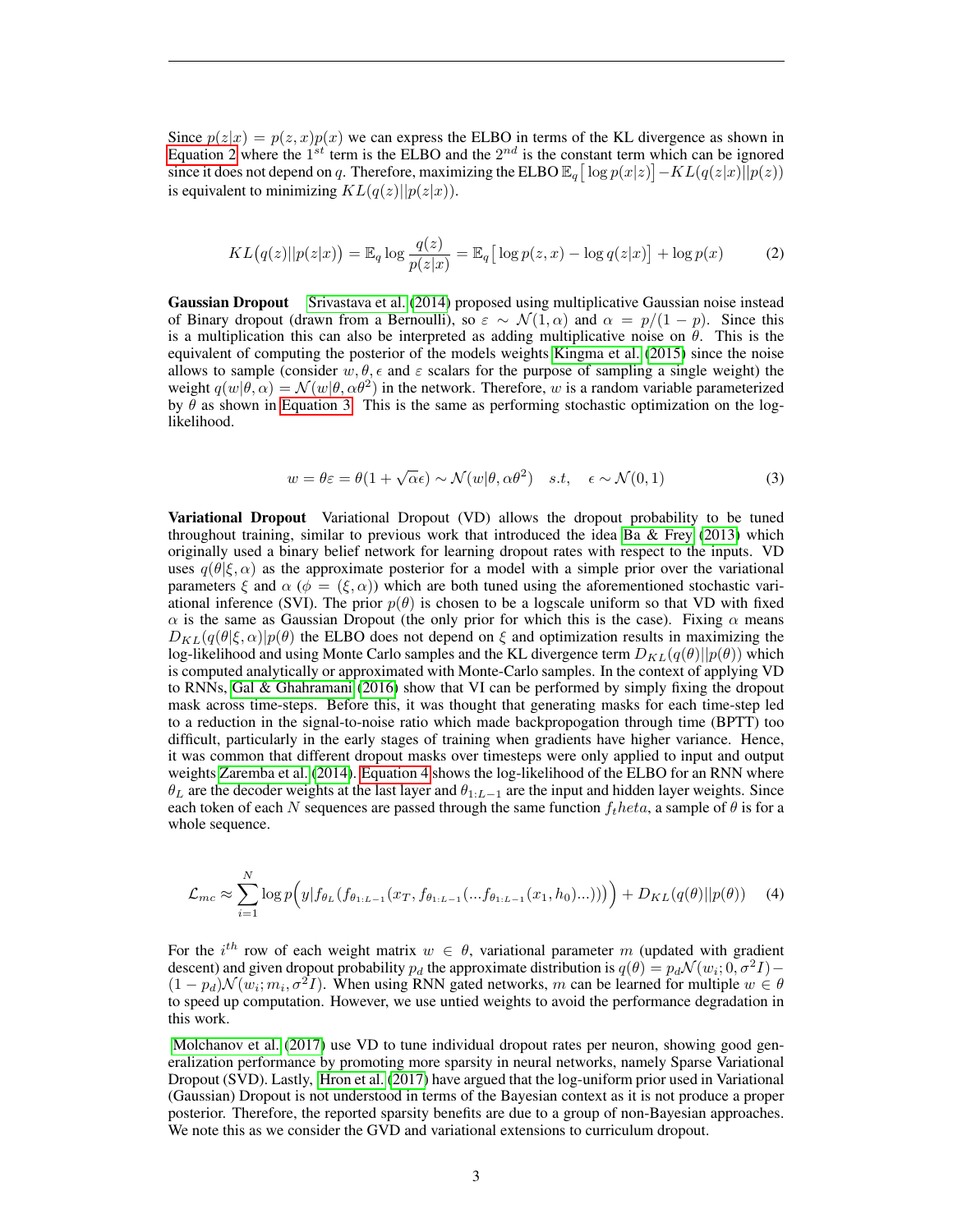Since $p(z|x) = p(z,x)p(x)$ we can express the ELBO in terms of the KL divergence as shown in Equation 2 where the $1^{st}$ term is the ELBO and the $2^{nd}$ is the constant term which can be ignored since it does not depend on $q$. Therefore, maximizing the ELBO $\mathbb{E}_q\big[\log p(x|z)\big] - KL(q(z|x)||p(z))$ is equivalent to minimizing $KL(q(z)||p(z|x))$.

$$KL\big(q(z)||p(z|x)\big) = \mathbb{E}_q \log \frac{q(z)}{p(z|x)} = \mathbb{E}_q\big[\log p(z,x) - \log q(z|x)\big] + \log p(x) \tag{2}$$

**Gaussian Dropout** Srivastava et al. (2014) proposed using multiplicative Gaussian noise instead of Binary dropout (drawn from a Bernoulli), so $\varepsilon \sim \mathcal{N}(1, \alpha)$ and $\alpha = p/(1-p)$. Since this is a multiplication this can also be interpreted as adding multiplicative noise on $\theta$. This is the equivalent of computing the posterior of the models weights Kingma et al. (2015) since the noise allows to sample (consider $w, \theta, \epsilon$ and $\varepsilon$ scalars for the purpose of sampling a single weight) the weight $q(w|\theta, \alpha) = \mathcal{N}(w|\theta, \alpha\theta^2)$ in the network. Therefore, $w$ is a random variable parameterized by $\theta$ as shown in Equation 3. This is the same as performing stochastic optimization on the log-likelihood.

$$w = \theta\varepsilon = \theta(1 + \sqrt{\alpha}\epsilon) \sim \mathcal{N}(w|\theta, \alpha\theta^2) \quad s.t, \quad \epsilon \sim \mathcal{N}(0, 1) \tag{3}$$

**Variational Dropout** Variational Dropout (VD) allows the dropout probability to be tuned throughout training, similar to previous work that introduced the idea Ba & Frey (2013) which originally used a binary belief network for learning dropout rates with respect to the inputs. VD uses $q(\theta|\xi, \alpha)$ as the approximate posterior for a model with a simple prior over the variational parameters $\xi$ and $\alpha$ ($\phi = (\xi, \alpha)$) which are both tuned using the aforementioned stochastic variational inference (SVI). The prior $p(\theta)$ is chosen to be a logscale uniform so that VD with fixed $\alpha$ is the same as Gaussian Dropout (the only prior for which this is the case). Fixing $\alpha$ means $D_{KL}(q(\theta|\xi, \alpha)|p(\theta)$ the ELBO does not depend on $\xi$ and optimization results in maximizing the log-likelihood and using Monte Carlo samples and the KL divergence term $D_{KL}(q(\theta)||p(\theta))$ which is computed analytically or approximated with Monte-Carlo samples. In the context of applying VD to RNNs, Gal & Ghahramani (2016) show that VI can be performed by simply fixing the dropout mask across time-steps. Before this, it was thought that generating masks for each time-step led to a reduction in the signal-to-noise ratio which made backpropogation through time (BPTT) too difficult, particularly in the early stages of training when gradients have higher variance. Hence, it was common that different dropout masks over timesteps were only applied to input and output weights Zaremba et al. (2014). Equation 4 shows the log-likelihood of the ELBO for an RNN where $\theta_L$ are the decoder weights at the last layer and $\theta_{1:L-1}$ are the input and hidden layer weights. Since each token of each $N$ sequences are passed through the same function $f_theta$, a sample of $\theta$ is for a whole sequence.

$$\mathcal{L}_{mc} \approx \sum_{i=1}^{N} \log p\Big(y|f_{\theta_L}(f_{\theta_{1:L-1}}(x_T, f_{\theta_{1:L-1}}(...f_{\theta_{1:L-1}}(x_1, h_0)...)))\Big) + D_{KL}(q(\theta)||p(\theta)) \tag{4}$$

For the $i^{th}$ row of each weight matrix $w \in \theta$, variational parameter $m$ (updated with gradient descent) and given dropout probability $p_d$ the approximate distribution is $q(\theta) = p_d\mathcal{N}(w_i; 0, \sigma^2 I) - (1-p_d)\mathcal{N}(w_i; m_i, \sigma^2 I)$. When using RNN gated networks, $m$ can be learned for multiple $w \in \theta$ to speed up computation. However, we use untied weights to avoid the performance degradation in this work.

Molchanov et al. (2017) use VD to tune individual dropout rates per neuron, showing good generalization performance by promoting more sparsity in neural networks, namely Sparse Variational Dropout (SVD). Lastly, Hron et al. (2017) have argued that the log-uniform prior used in Variational (Gaussian) Dropout is not understood in terms of the Bayesian context as it is not produce a proper posterior. Therefore, the reported sparsity benefits are due to a group of non-Bayesian approaches. We note this as we consider the GVD and variational extensions to curriculum dropout.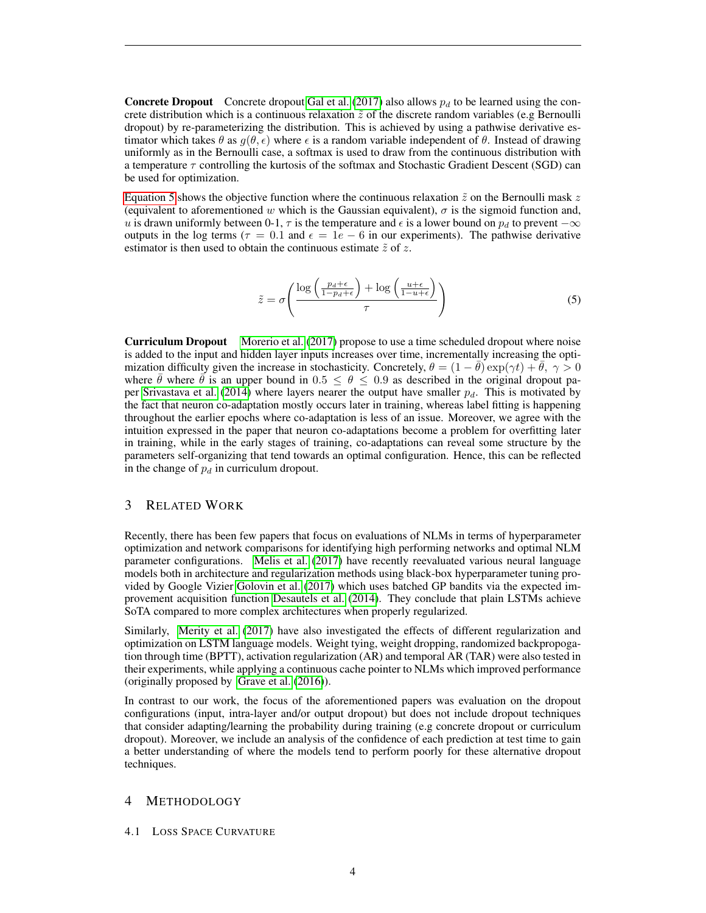**Concrete Dropout** Concrete dropout Gal et al. (2017) also allows $p_d$ to be learned using the concrete distribution which is a continuous relaxation $\tilde{z}$ of the discrete random variables (e.g Bernoulli dropout) by re-parameterizing the distribution. This is achieved by using a pathwise derivative estimator which takes $\theta$ as $g(\theta, \epsilon)$ where $\epsilon$ is a random variable independent of $\theta$. Instead of drawing uniformly as in the Bernoulli case, a softmax is used to draw from the continuous distribution with a temperature $\tau$ controlling the kurtosis of the softmax and Stochastic Gradient Descent (SGD) can be used for optimization.

Equation 5 shows the objective function where the continuous relaxation $\tilde{z}$ on the Bernoulli mask $z$ (equivalent to aforementioned $w$ which is the Gaussian equivalent), $\sigma$ is the sigmoid function and, $u$ is drawn uniformly between 0-1, $\tau$ is the temperature and $\epsilon$ is a lower bound on $p_d$ to prevent $-\infty$ outputs in the log terms ($\tau = 0.1$ and $\epsilon = 1e-6$ in our experiments). The pathwise derivative estimator is then used to obtain the continuous estimate $\tilde{z}$ of $z$.

$$\tilde{z} = \sigma\left(\frac{\log\left(\frac{p_d+\epsilon}{1-p_d+\epsilon}\right) + \log\left(\frac{u+\epsilon}{1-u+\epsilon}\right)}{\tau}\right) \tag{5}$$

**Curriculum Dropout** Morerio et al. (2017) propose to use a time scheduled dropout where noise is added to the input and hidden layer inputs increases over time, incrementally increasing the optimization difficulty given the increase in stochasticity. Concretely, $\theta = (1-\bar{\theta})\exp(\gamma t) + \bar{\theta},\ \gamma > 0$ where $\bar{\theta}$ where $\bar{\theta}$ is an upper bound in $0.5 \leq \theta \leq 0.9$ as described in the original dropout paper Srivastava et al. (2014) where layers nearer the output have smaller $p_d$. This is motivated by the fact that neuron co-adaptation mostly occurs later in training, whereas label fitting is happening throughout the earlier epochs where co-adaptation is less of an issue. Moreover, we agree with the intuition expressed in the paper that neuron co-adaptations become a problem for overfitting later in training, while in the early stages of training, co-adaptations can reveal some structure by the parameters self-organizing that tend towards an optimal configuration. Hence, this can be reflected in the change of $p_d$ in curriculum dropout.

## 3 Related Work

Recently, there has been few papers that focus on evaluations of NLMs in terms of hyperparameter optimization and network comparisons for identifying high performing networks and optimal NLM parameter configurations. Melis et al. (2017) have recently reevaluated various neural language models both in architecture and regularization methods using black-box hyperparameter tuning provided by Google Vizier Golovin et al. (2017) which uses batched GP bandits via the expected improvement acquisition function Desautels et al. (2014). They conclude that plain LSTMs achieve SoTA compared to more complex architectures when properly regularized.

Similarly, Merity et al. (2017) have also investigated the effects of different regularization and optimization on LSTM language models. Weight tying, weight dropping, randomized backpropogation through time (BPTT), activation regularization (AR) and temporal AR (TAR) were also tested in their experiments, while applying a continuous cache pointer to NLMs which improved performance (originally proposed by Grave et al. (2016)).

In contrast to our work, the focus of the aforementioned papers was evaluation on the dropout configurations (input, intra-layer and/or output dropout) but does not include dropout techniques that consider adapting/learning the probability during training (e.g concrete dropout or curriculum dropout). Moreover, we include an analysis of the confidence of each prediction at test time to gain a better understanding of where the models tend to perform poorly for these alternative dropout techniques.

## 4 Methodology

### 4.1 Loss Space Curvature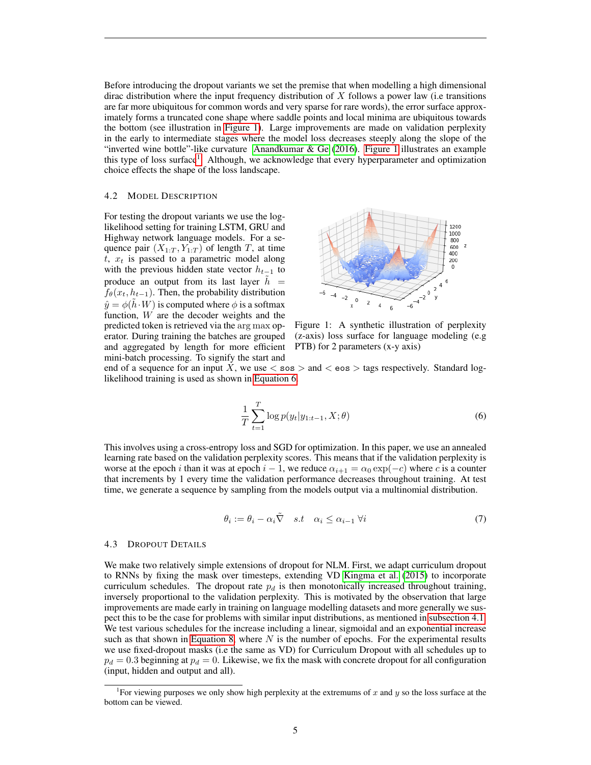Before introducing the dropout variants we set the premise that when modelling a high dimensional dirac distribution where the input frequency distribution of $X$ follows a power law (i.e transitions are far more ubiquitous for common words and very sparse for rare words), the error surface approximately forms a truncated cone shape where saddle points and local minima are ubiquitous towards the bottom (see illustration in Figure 1). Large improvements are made on validation perplexity in the early to intermediate stages where the model loss decreases steeply along the slope of the "inverted wine bottle"-like curvature Anandkumar & Ge (2016). Figure 1 illustrates an example this type of loss surface[1]. Although, we acknowledge that every hyperparameter and optimization choice effects the shape of the loss landscape.

### 4.2 Model Description

For testing the dropout variants we use the log-likelihood setting for training LSTM, GRU and Highway network language models. For a sequence pair $(X_{1:T}, Y_{1:T})$ of length $T$, at time $t$, $x_t$ is passed to a parametric model along with the previous hidden state vector $h_{t-1}$ to produce an output from its last layer $\tilde{h} = f_\theta(x_t, h_{t-1})$. Then, the probability distribution $\hat{y} = \phi(\tilde{h} \cdot W)$ is computed where $\phi$ is a softmax function, $W$ are the decoder weights and the predicted token is retrieved via the $\arg\max$ operator. During training the batches are grouped and aggregated by length for more efficient mini-batch processing. To signify the start and end of a sequence for an input $X$, we use < `sos` > and < `eos` > tags respectively. Standard log-likelihood training is used as shown in Equation 6.

Figure 1: A synthetic illustration of perplexity (z-axis) loss surface for language modeling (e.g PTB) for 2 parameters (x-y axis)

$$\frac{1}{T}\sum_{t=1}^{T} \log p(y_t | y_{1:t-1}, X; \theta) \tag{6}$$

This involves using a cross-entropy loss and SGD for optimization. In this paper, we use an annealed learning rate based on the validation perplexity scores. This means that if the validation perplexity is worse at the epoch $i$ than it was at epoch $i-1$, we reduce $\alpha_{i+1} = \alpha_0 \exp(-c)$ where $c$ is a counter that increments by 1 every time the validation performance decreases throughout training. At test time, we generate a sequence by sampling from the models output via a multinomial distribution.

$$\theta_i := \theta_i - \alpha_i \tilde{\nabla} \quad s.t \quad \alpha_i \leq \alpha_{i-1} \; \forall i \tag{7}$$

### 4.3 Dropout Details

We make two relatively simple extensions of dropout for NLM. First, we adapt curriculum dropout to RNNs by fixing the mask over timesteps, extending VD Kingma et al. (2015) to incorporate curriculum schedules. The dropout rate $p_d$ is then monotonically increased throughout training, inversely proportional to the validation perplexity. This is motivated by the observation that large improvements are made early in training on language modelling datasets and more generally we suspect this to be the case for problems with similar input distributions, as mentioned in subsection 4.1. We test various schedules for the increase including a linear, sigmoidal and an exponential increase such as that shown in Equation 8, where $N$ is the number of epochs. For the experimental results we use fixed-dropout masks (i.e the same as VD) for Curriculum Dropout with all schedules up to $p_d = 0.3$ beginning at $p_d = 0$. Likewise, we fix the mask with concrete dropout for all configuration (input, hidden and output and all).

[1] For viewing purposes we only show high perplexity at the extremums of $x$ and $y$ so the loss surface at the bottom can be viewed.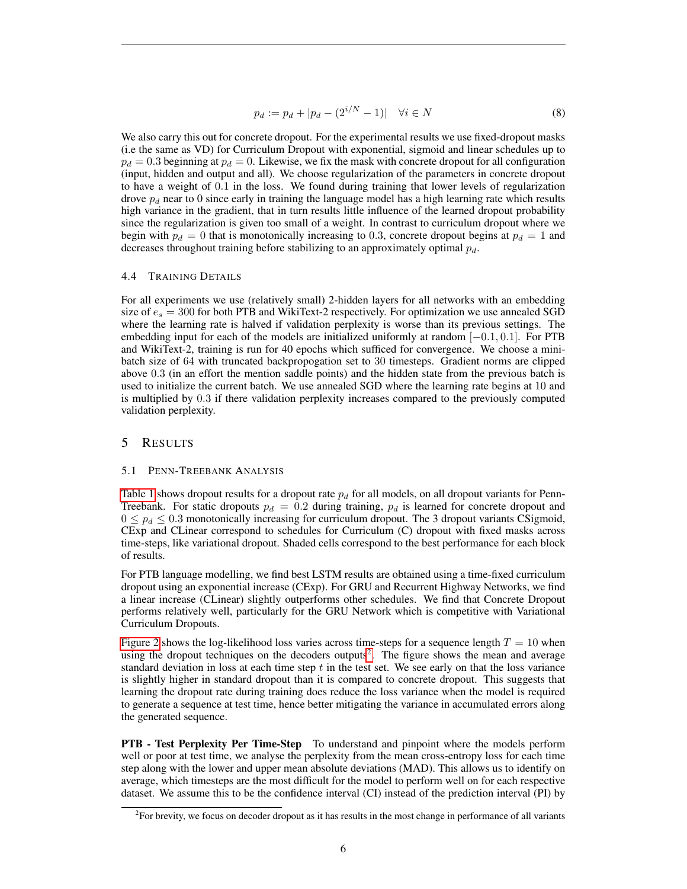$$p_d := p_d + |p_d - (2^{i/N} - 1)| \quad \forall i \in N \tag{8}$$

We also carry this out for concrete dropout. For the experimental results we use fixed-dropout masks (i.e the same as VD) for Curriculum Dropout with exponential, sigmoid and linear schedules up to $p_d = 0.3$ beginning at $p_d = 0$. Likewise, we fix the mask with concrete dropout for all configuration (input, hidden and output and all). We choose regularization of the parameters in concrete dropout to have a weight of 0.1 in the loss. We found during training that lower levels of regularization drove $p_d$ near to 0 since early in training the language model has a high learning rate which results high variance in the gradient, that in turn results little influence of the learned dropout probability since the regularization is given too small of a weight. In contrast to curriculum dropout where we begin with $p_d = 0$ that is monotonically increasing to 0.3, concrete dropout begins at $p_d = 1$ and decreases throughout training before stabilizing to an approximately optimal $p_d$.

### 4.4 Training Details

For all experiments we use (relatively small) 2-hidden layers for all networks with an embedding size of $e_s = 300$ for both PTB and WikiText-2 respectively. For optimization we use annealed SGD where the learning rate is halved if validation perplexity is worse than its previous settings. The embedding input for each of the models are initialized uniformly at random $[-0.1, 0.1]$. For PTB and WikiText-2, training is run for 40 epochs which sufficed for convergence. We choose a mini-batch size of 64 with truncated backpropogation set to 30 timesteps. Gradient norms are clipped above 0.3 (in an effort the mention saddle points) and the hidden state from the previous batch is used to initialize the current batch. We use annealed SGD where the learning rate begins at 10 and is multiplied by 0.3 if there validation perplexity increases compared to the previously computed validation perplexity.

## 5 Results

### 5.1 Penn-Treebank Analysis

Table 1 shows dropout results for a dropout rate $p_d$ for all models, on all dropout variants for Penn-Treebank. For static dropouts $p_d = 0.2$ during training, $p_d$ is learned for concrete dropout and $0 \leq p_d \leq 0.3$ monotonically increasing for curriculum dropout. The 3 dropout variants CSigmoid, CExp and CLinear correspond to schedules for Curriculum (C) dropout with fixed masks across time-steps, like variational dropout. Shaded cells correspond to the best performance for each block of results.

For PTB language modelling, we find best LSTM results are obtained using a time-fixed curriculum dropout using an exponential increase (CExp). For GRU and Recurrent Highway Networks, we find a linear increase (CLinear) slightly outperforms other schedules. We find that Concrete Dropout performs relatively well, particularly for the GRU Network which is competitive with Variational Curriculum Dropouts.

Figure 2 shows the log-likelihood loss varies across time-steps for a sequence length $T = 10$ when using the dropout techniques on the decoders outputs[2]. The figure shows the mean and average standard deviation in loss at each time step $t$ in the test set. We see early on that the loss variance is slightly higher in standard dropout than it is compared to concrete dropout. This suggests that learning the dropout rate during training does reduce the loss variance when the model is required to generate a sequence at test time, hence better mitigating the variance in accumulated errors along the generated sequence.

**PTB - Test Perplexity Per Time-Step** To understand and pinpoint where the models perform well or poor at test time, we analyse the perplexity from the mean cross-entropy loss for each time step along with the lower and upper mean absolute deviations (MAD). This allows us to identify on average, which timesteps are the most difficult for the model to perform well on for each respective dataset. We assume this to be the confidence interval (CI) instead of the prediction interval (PI) by

[2] For brevity, we focus on decoder dropout as it has results in the most change in performance of all variants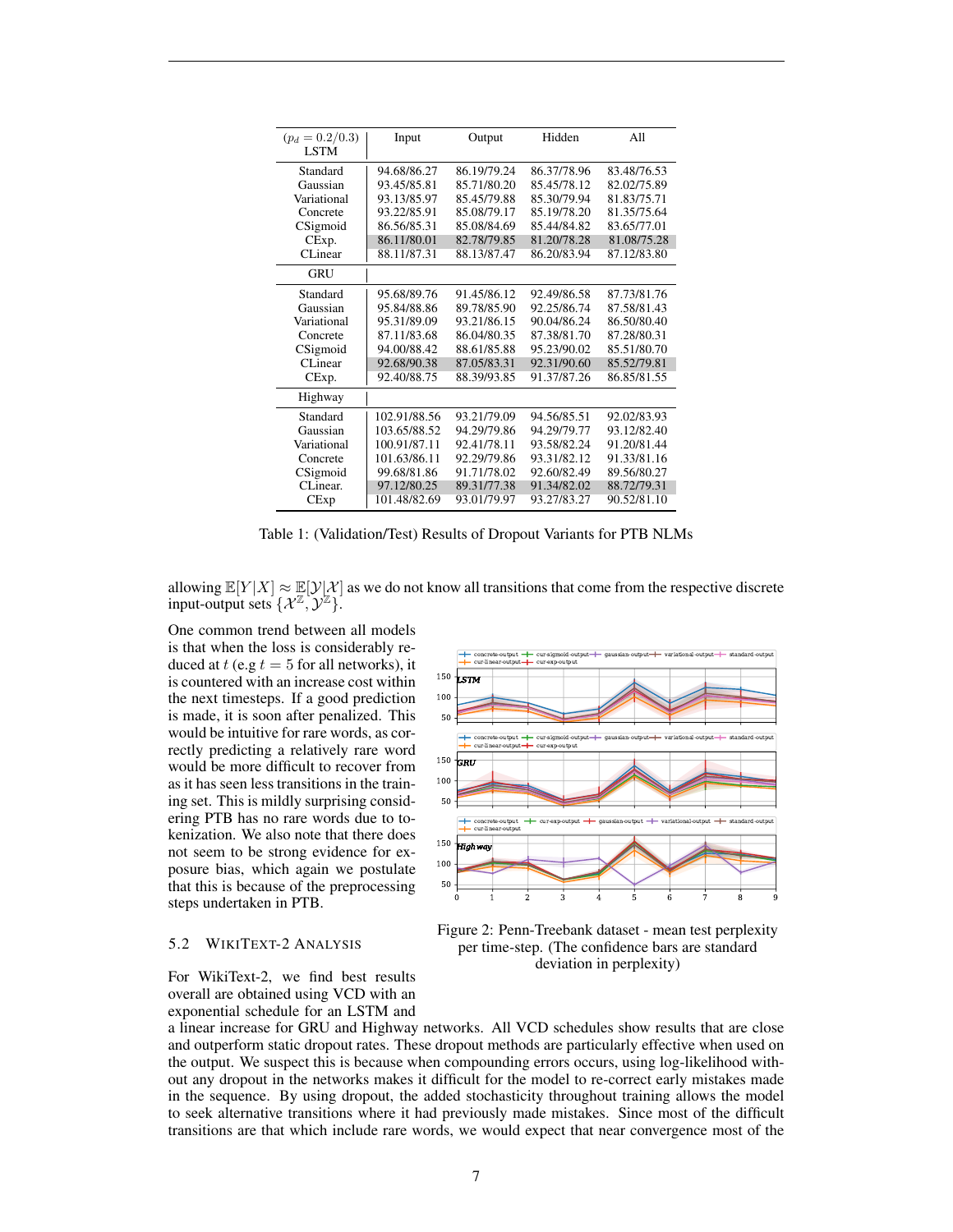| ($p_d = 0.2/0.3$) LSTM | Input | Output | Hidden | All |
|---|---|---|---|---|
| Standard | 94.68/86.27 | 86.19/79.24 | 86.37/78.96 | 83.48/76.53 |
| Gaussian | 93.45/85.81 | 85.71/80.20 | 85.45/78.12 | 82.02/75.89 |
| Variational | 93.13/85.97 | 85.45/79.88 | 85.30/79.94 | 81.83/75.71 |
| Concrete | 93.22/85.91 | 85.08/79.17 | 85.19/78.20 | 81.35/75.64 |
| CSigmoid | 86.56/85.31 | 85.08/84.69 | 85.44/84.82 | 83.65/77.01 |
| CExp. | 86.11/80.01 | 82.78/79.85 | 81.20/78.28 | 81.08/75.28 |
| CLinear | 88.11/87.31 | 88.13/87.47 | 86.20/83.94 | 87.12/83.80 |
| GRU | | | | |
| Standard | 95.68/89.76 | 91.45/86.12 | 92.49/86.58 | 87.73/81.76 |
| Gaussian | 95.84/88.86 | 89.78/85.90 | 92.25/86.74 | 87.58/81.43 |
| Variational | 95.31/89.09 | 93.21/86.15 | 90.04/86.24 | 86.50/80.40 |
| Concrete | 87.11/83.68 | 86.04/80.35 | 87.38/81.70 | 87.28/80.31 |
| CSigmoid | 94.00/88.42 | 88.61/85.88 | 95.23/90.02 | 85.51/80.70 |
| CLinear | 92.68/90.38 | 87.05/83.31 | 92.31/90.60 | 85.52/79.81 |
| CExp. | 92.40/88.75 | 88.39/93.85 | 91.37/87.26 | 86.85/81.55 |
| Highway | | | | |
| Standard | 102.91/88.56 | 93.21/79.09 | 94.56/85.51 | 92.02/83.93 |
| Gaussian | 103.65/88.52 | 94.29/79.86 | 94.29/79.77 | 93.12/82.40 |
| Variational | 100.91/87.11 | 92.41/78.11 | 93.58/82.24 | 91.20/81.44 |
| Concrete | 101.63/86.11 | 92.29/79.86 | 93.31/82.12 | 91.33/81.16 |
| CSigmoid | 99.68/81.86 | 91.71/78.02 | 92.60/82.49 | 89.56/80.27 |
| CLinear. | 97.12/80.25 | 89.31/77.38 | 91.34/82.02 | 88.72/79.31 |
| CExp | 101.48/82.69 | 93.01/79.97 | 93.27/83.27 | 90.52/81.10 |

Table 1: (Validation/Test) Results of Dropout Variants for PTB NLMs

allowing $\mathbb{E}[Y|X] \approx \mathbb{E}[\mathcal{Y}|\mathcal{X}]$ as we do not know all transitions that come from the respective discrete input-output sets $\{\mathcal{X}^{\mathbb{Z}}, \mathcal{Y}^{\mathbb{Z}}\}$.

One common trend between all models is that when the loss is considerably reduced at $t$ (e.g $t = 5$ for all networks), it is countered with an increase cost within the next timesteps. If a good prediction is made, it is soon after penalized. This would be intuitive for rare words, as correctly predicting a relatively rare word would be more difficult to recover from as it has seen less transitions in the training set. This is mildly surprising considering PTB has no rare words due to tokenization. We also note that there does not seem to be strong evidence for exposure bias, which again we postulate that this is because of the preprocessing steps undertaken in PTB.

Figure 2: Penn-Treebank dataset - mean test perplexity per time-step. (The confidence bars are standard deviation in perplexity)

### 5.2 WikiText-2 Analysis

For WikiText-2, we find best results overall are obtained using VCD with an exponential schedule for an LSTM and a linear increase for GRU and Highway networks. All VCD schedules show results that are close and outperform static dropout rates. These dropout methods are particularly effective when used on the output. We suspect this is because when compounding errors occurs, using log-likelihood without any dropout in the networks makes it difficult for the model to re-correct early mistakes made in the sequence. By using dropout, the added stochasticity throughout training allows the model to seek alternative transitions where it had previously made mistakes. Since most of the difficult transitions are that which include rare words, we would expect that near convergence most of the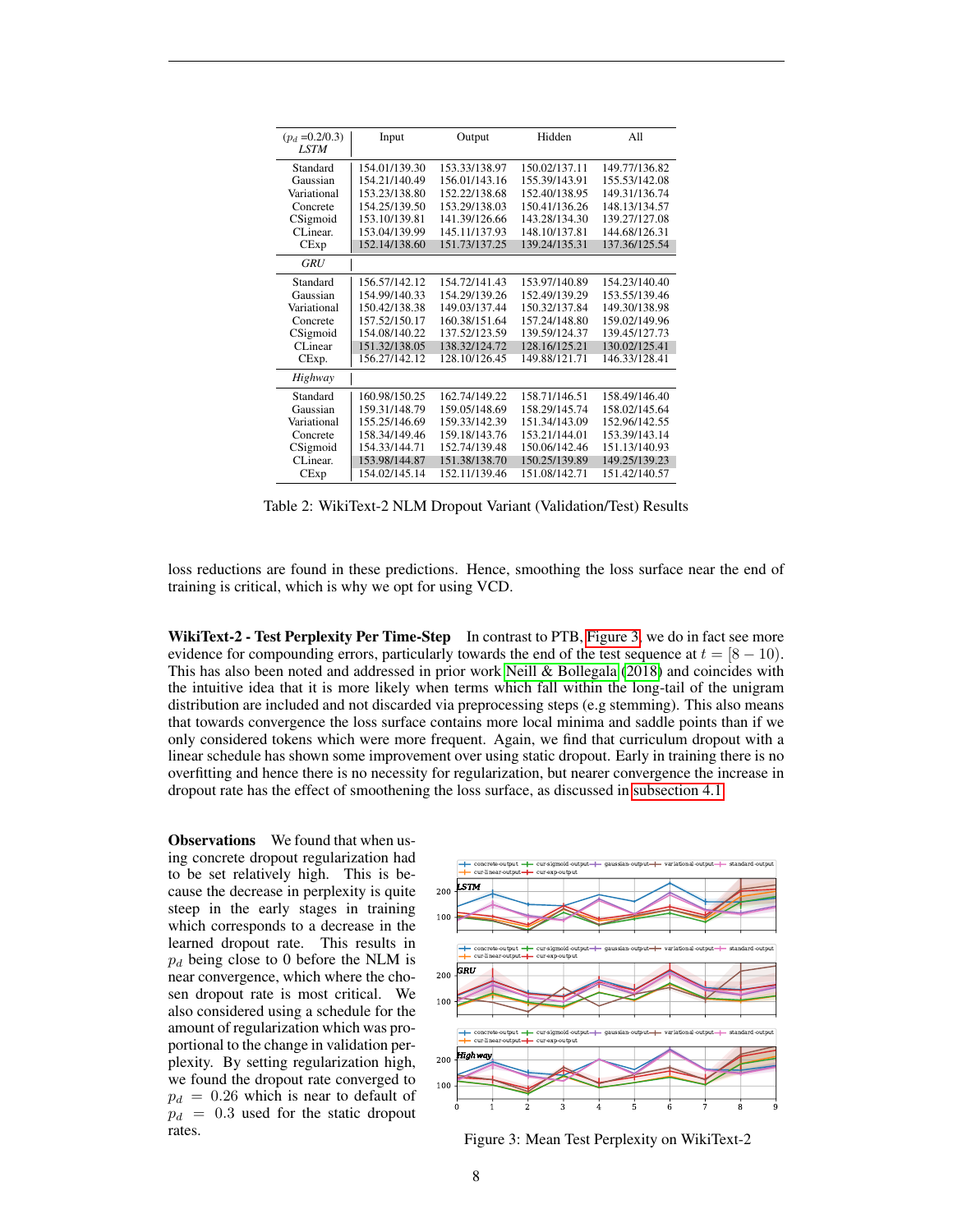| ($p_d$ =0.2/0.3) *LSTM* | Input | Output | Hidden | All |
|---|---|---|---|---|
| Standard | 154.01/139.30 | 153.33/138.97 | 150.02/137.11 | 149.77/136.82 |
| Gaussian | 154.21/140.49 | 156.01/143.16 | 155.39/143.91 | 155.53/142.08 |
| Variational | 153.23/138.80 | 152.22/138.68 | 152.40/138.95 | 149.31/136.74 |
| Concrete | 154.25/139.50 | 153.29/138.03 | 150.41/136.26 | 148.13/134.57 |
| CSigmoid | 153.10/139.81 | 141.39/126.66 | 143.28/134.30 | 139.27/127.08 |
| CLinear. | 153.04/139.99 | 145.11/137.93 | 148.10/137.81 | 144.68/126.31 |
| CExp | 152.14/138.60 | 151.73/137.25 | 139.24/135.31 | 137.36/125.54 |
| *GRU* | | | | |
| Standard | 156.57/142.12 | 154.72/141.43 | 153.97/140.89 | 154.23/140.40 |
| Gaussian | 154.99/140.33 | 154.29/139.26 | 152.49/139.29 | 153.55/139.46 |
| Variational | 150.42/138.38 | 149.03/137.44 | 150.32/137.84 | 149.30/138.98 |
| Concrete | 157.52/150.17 | 160.38/151.64 | 157.24/148.80 | 159.02/149.96 |
| CSigmoid | 154.08/140.22 | 137.52/123.59 | 139.59/124.37 | 139.45/127.73 |
| CLinear | 151.32/138.05 | 138.32/124.72 | 128.16/125.21 | 130.02/125.41 |
| CExp. | 156.27/142.12 | 128.10/126.45 | 149.88/121.71 | 146.33/128.41 |
| *Highway* | | | | |
| Standard | 160.98/150.25 | 162.74/149.22 | 158.71/146.51 | 158.49/146.40 |
| Gaussian | 159.31/148.79 | 159.05/148.69 | 158.29/145.74 | 158.02/145.64 |
| Variational | 155.25/146.69 | 159.33/142.39 | 151.34/143.09 | 152.96/142.55 |
| Concrete | 158.34/149.46 | 159.18/143.76 | 153.21/144.01 | 153.39/143.14 |
| CSigmoid | 154.33/144.71 | 152.74/139.48 | 150.06/142.46 | 151.13/140.93 |
| CLinear. | 153.98/144.87 | 151.38/138.70 | 150.25/139.89 | 149.25/139.23 |
| CExp | 154.02/145.14 | 152.11/139.46 | 151.08/142.71 | 151.42/140.57 |

Table 2: WikiText-2 NLM Dropout Variant (Validation/Test) Results

loss reductions are found in these predictions. Hence, smoothing the loss surface near the end of training is critical, which is why we opt for using VCD.

**WikiText-2 - Test Perplexity Per Time-Step** In contrast to PTB, Figure 3, we do in fact see more evidence for compounding errors, particularly towards the end of the test sequence at $t = [8 - 10)$. This has also been noted and addressed in prior work Neill & Bollegala (2018) and coincides with the intuitive idea that it is more likely when terms which fall within the long-tail of the unigram distribution are included and not discarded via preprocessing steps (e.g stemming). This also means that towards convergence the loss surface contains more local minima and saddle points than if we only considered tokens which were more frequent. Again, we find that curriculum dropout with a linear schedule has shown some improvement over using static dropout. Early in training there is no overfitting and hence there is no necessity for regularization, but nearer convergence the increase in dropout rate has the effect of smoothening the loss surface, as discussed in subsection 4.1.

**Observations** We found that when using concrete dropout regularization had to be set relatively high. This is because the decrease in perplexity is quite steep in the early stages in training which corresponds to a decrease in the learned dropout rate. This results in $p_d$ being close to 0 before the NLM is near convergence, which where the chosen dropout rate is most critical. We also considered using a schedule for the amount of regularization which was proportional to the change in validation perplexity. By setting regularization high, we found the dropout rate converged to $p_d = 0.26$ which is near to default of $p_d = 0.3$ used for the static dropout rates.

Figure 3: Mean Test Perplexity on WikiText-2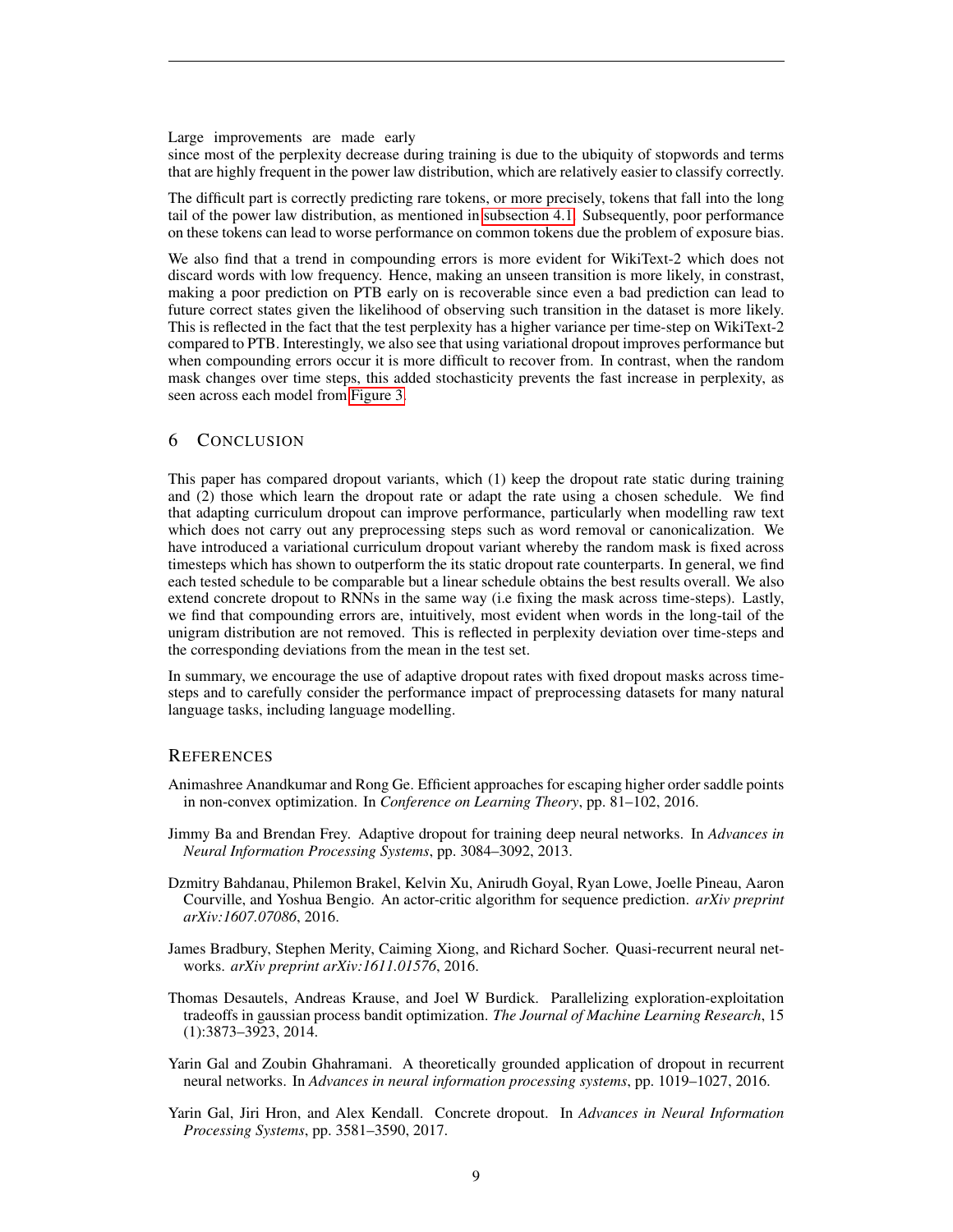Large improvements are made early since most of the perplexity decrease during training is due to the ubiquity of stopwords and terms that are highly frequent in the power law distribution, which are relatively easier to classify correctly.

The difficult part is correctly predicting rare tokens, or more precisely, tokens that fall into the long tail of the power law distribution, as mentioned in subsection 4.1. Subsequently, poor performance on these tokens can lead to worse performance on common tokens due the problem of exposure bias.

We also find that a trend in compounding errors is more evident for WikiText-2 which does not discard words with low frequency. Hence, making an unseen transition is more likely, in constrast, making a poor prediction on PTB early on is recoverable since even a bad prediction can lead to future correct states given the likelihood of observing such transition in the dataset is more likely. This is reflected in the fact that the test perplexity has a higher variance per time-step on WikiText-2 compared to PTB. Interestingly, we also see that using variational dropout improves performance but when compounding errors occur it is more difficult to recover from. In contrast, when the random mask changes over time steps, this added stochasticity prevents the fast increase in perplexity, as seen across each model from Figure 3.

## 6 Conclusion

This paper has compared dropout variants, which (1) keep the dropout rate static during training and (2) those which learn the dropout rate or adapt the rate using a chosen schedule. We find that adapting curriculum dropout can improve performance, particularly when modelling raw text which does not carry out any preprocessing steps such as word removal or canonicalization. We have introduced a variational curriculum dropout variant whereby the random mask is fixed across timesteps which has shown to outperform the its static dropout rate counterparts. In general, we find each tested schedule to be comparable but a linear schedule obtains the best results overall. We also extend concrete dropout to RNNs in the same way (i.e fixing the mask across time-steps). Lastly, we find that compounding errors are, intuitively, most evident when words in the long-tail of the unigram distribution are not removed. This is reflected in perplexity deviation over time-steps and the corresponding deviations from the mean in the test set.

In summary, we encourage the use of adaptive dropout rates with fixed dropout masks across time-steps and to carefully consider the performance impact of preprocessing datasets for many natural language tasks, including language modelling.

## References

Animashree Anandkumar and Rong Ge. Efficient approaches for escaping higher order saddle points in non-convex optimization. In *Conference on Learning Theory*, pp. 81–102, 2016.

Jimmy Ba and Brendan Frey. Adaptive dropout for training deep neural networks. In *Advances in Neural Information Processing Systems*, pp. 3084–3092, 2013.

Dzmitry Bahdanau, Philemon Brakel, Kelvin Xu, Anirudh Goyal, Ryan Lowe, Joelle Pineau, Aaron Courville, and Yoshua Bengio. An actor-critic algorithm for sequence prediction. *arXiv preprint arXiv:1607.07086*, 2016.

James Bradbury, Stephen Merity, Caiming Xiong, and Richard Socher. Quasi-recurrent neural networks. *arXiv preprint arXiv:1611.01576*, 2016.

Thomas Desautels, Andreas Krause, and Joel W Burdick. Parallelizing exploration-exploitation tradeoffs in gaussian process bandit optimization. *The Journal of Machine Learning Research*, 15 (1):3873–3923, 2014.

Yarin Gal and Zoubin Ghahramani. A theoretically grounded application of dropout in recurrent neural networks. In *Advances in neural information processing systems*, pp. 1019–1027, 2016.

Yarin Gal, Jiri Hron, and Alex Kendall. Concrete dropout. In *Advances in Neural Information Processing Systems*, pp. 3581–3590, 2017.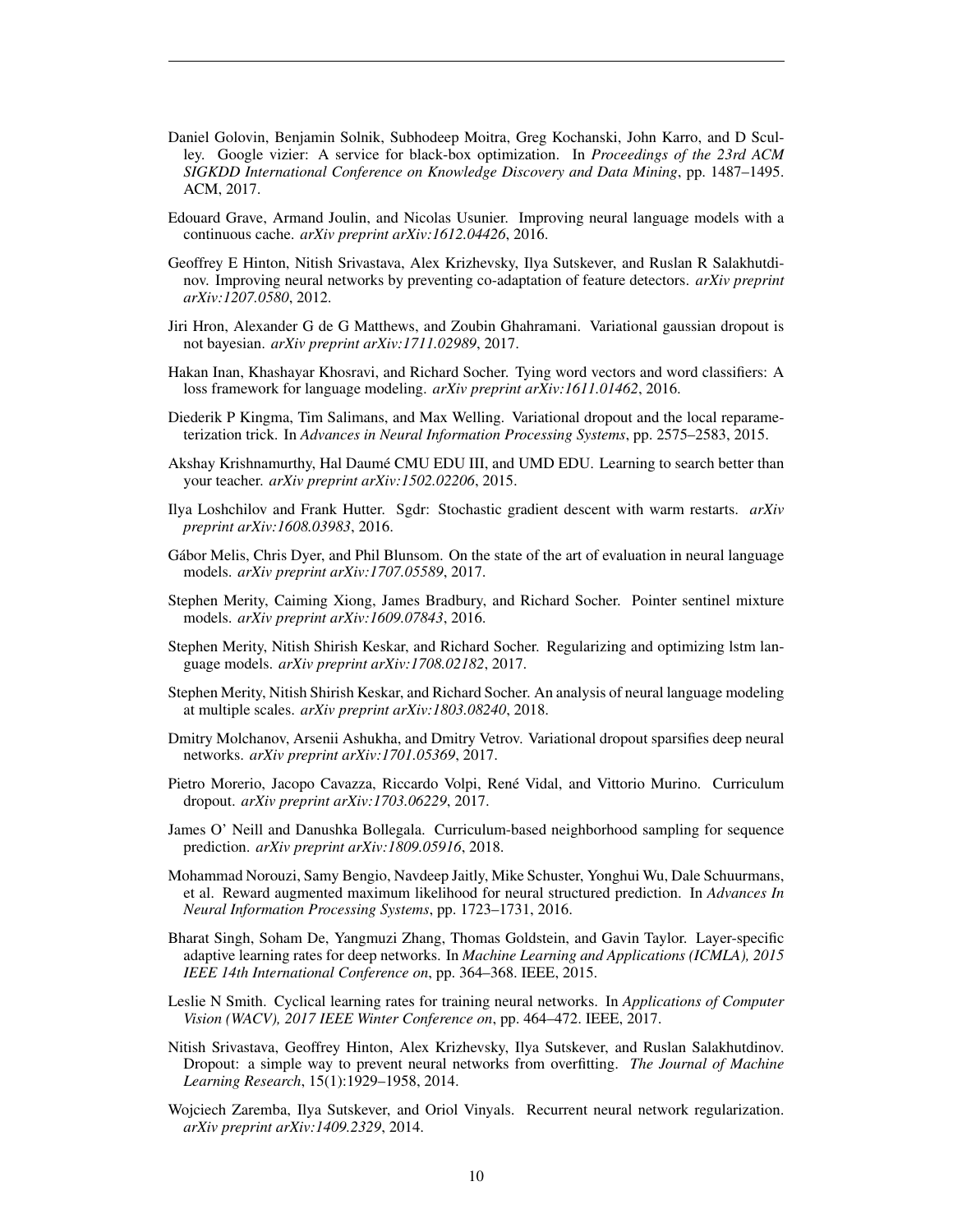Daniel Golovin, Benjamin Solnik, Subhodeep Moitra, Greg Kochanski, John Karro, and D Sculley. Google vizier: A service for black-box optimization. In *Proceedings of the 23rd ACM SIGKDD International Conference on Knowledge Discovery and Data Mining*, pp. 1487–1495. ACM, 2017.

Edouard Grave, Armand Joulin, and Nicolas Usunier. Improving neural language models with a continuous cache. *arXiv preprint arXiv:1612.04426*, 2016.

Geoffrey E Hinton, Nitish Srivastava, Alex Krizhevsky, Ilya Sutskever, and Ruslan R Salakhutdinov. Improving neural networks by preventing co-adaptation of feature detectors. *arXiv preprint arXiv:1207.0580*, 2012.

Jiri Hron, Alexander G de G Matthews, and Zoubin Ghahramani. Variational gaussian dropout is not bayesian. *arXiv preprint arXiv:1711.02989*, 2017.

Hakan Inan, Khashayar Khosravi, and Richard Socher. Tying word vectors and word classifiers: A loss framework for language modeling. *arXiv preprint arXiv:1611.01462*, 2016.

Diederik P Kingma, Tim Salimans, and Max Welling. Variational dropout and the local reparameterization trick. In *Advances in Neural Information Processing Systems*, pp. 2575–2583, 2015.

Akshay Krishnamurthy, Hal Daumé CMU EDU III, and UMD EDU. Learning to search better than your teacher. *arXiv preprint arXiv:1502.02206*, 2015.

Ilya Loshchilov and Frank Hutter. Sgdr: Stochastic gradient descent with warm restarts. *arXiv preprint arXiv:1608.03983*, 2016.

Gábor Melis, Chris Dyer, and Phil Blunsom. On the state of the art of evaluation in neural language models. *arXiv preprint arXiv:1707.05589*, 2017.

Stephen Merity, Caiming Xiong, James Bradbury, and Richard Socher. Pointer sentinel mixture models. *arXiv preprint arXiv:1609.07843*, 2016.

Stephen Merity, Nitish Shirish Keskar, and Richard Socher. Regularizing and optimizing lstm language models. *arXiv preprint arXiv:1708.02182*, 2017.

Stephen Merity, Nitish Shirish Keskar, and Richard Socher. An analysis of neural language modeling at multiple scales. *arXiv preprint arXiv:1803.08240*, 2018.

Dmitry Molchanov, Arsenii Ashukha, and Dmitry Vetrov. Variational dropout sparsifies deep neural networks. *arXiv preprint arXiv:1701.05369*, 2017.

Pietro Morerio, Jacopo Cavazza, Riccardo Volpi, René Vidal, and Vittorio Murino. Curriculum dropout. *arXiv preprint arXiv:1703.06229*, 2017.

James O' Neill and Danushka Bollegala. Curriculum-based neighborhood sampling for sequence prediction. *arXiv preprint arXiv:1809.05916*, 2018.

Mohammad Norouzi, Samy Bengio, Navdeep Jaitly, Mike Schuster, Yonghui Wu, Dale Schuurmans, et al. Reward augmented maximum likelihood for neural structured prediction. In *Advances In Neural Information Processing Systems*, pp. 1723–1731, 2016.

Bharat Singh, Soham De, Yangmuzi Zhang, Thomas Goldstein, and Gavin Taylor. Layer-specific adaptive learning rates for deep networks. In *Machine Learning and Applications (ICMLA), 2015 IEEE 14th International Conference on*, pp. 364–368. IEEE, 2015.

Leslie N Smith. Cyclical learning rates for training neural networks. In *Applications of Computer Vision (WACV), 2017 IEEE Winter Conference on*, pp. 464–472. IEEE, 2017.

Nitish Srivastava, Geoffrey Hinton, Alex Krizhevsky, Ilya Sutskever, and Ruslan Salakhutdinov. Dropout: a simple way to prevent neural networks from overfitting. *The Journal of Machine Learning Research*, 15(1):1929–1958, 2014.

Wojciech Zaremba, Ilya Sutskever, and Oriol Vinyals. Recurrent neural network regularization. *arXiv preprint arXiv:1409.2329*, 2014.